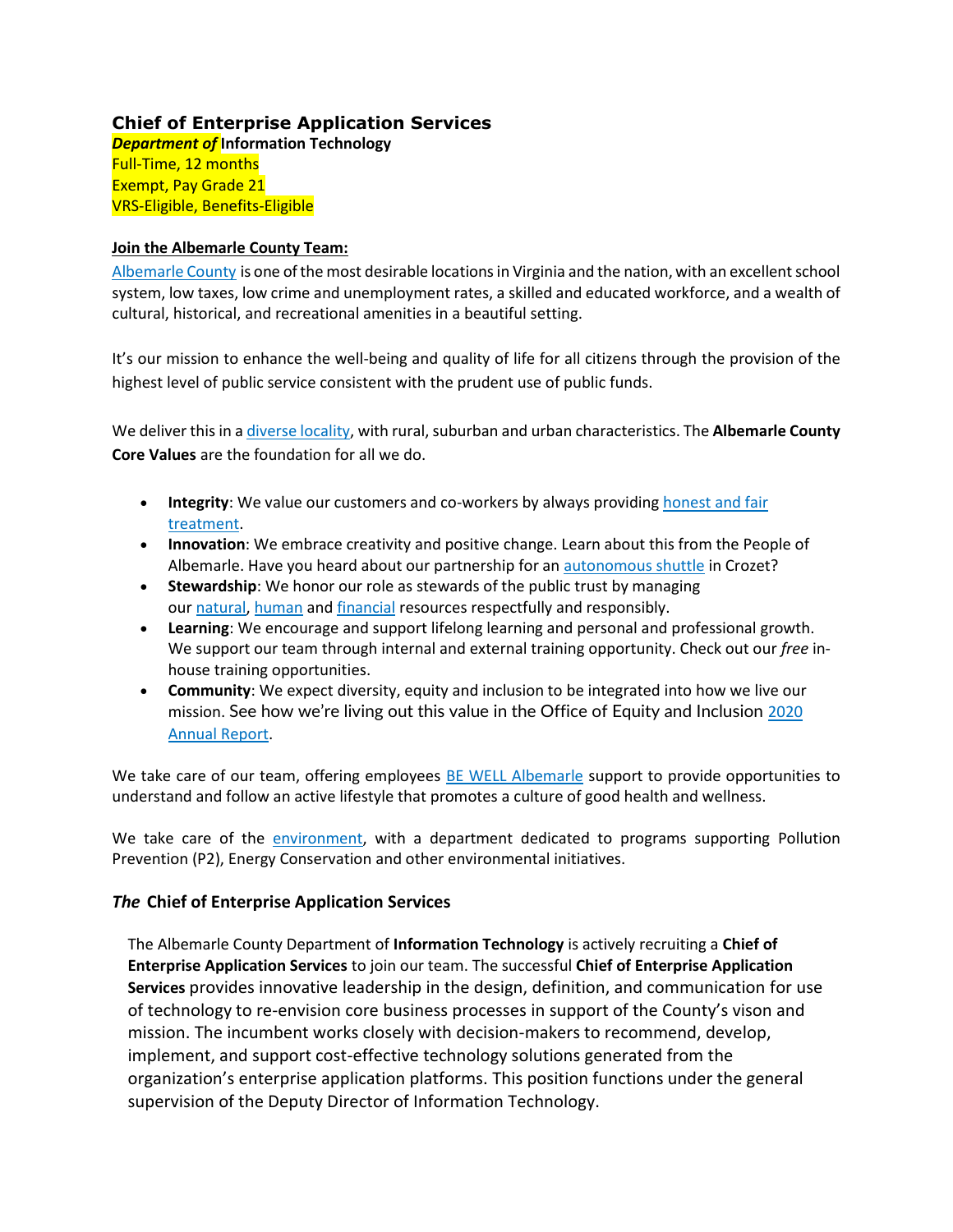# Chief of Enterprise Application Services

***Department of*** **Information Technology**
Full-Time, 12 months
Exempt, Pay Grade 21
VRS-Eligible, Benefits-Eligible

**Join the Albemarle County Team:**

Albemarle County is one of the most desirable locations in Virginia and the nation, with an excellent school system, low taxes, low crime and unemployment rates, a skilled and educated workforce, and a wealth of cultural, historical, and recreational amenities in a beautiful setting.

It's our mission to enhance the well-being and quality of life for all citizens through the provision of the highest level of public service consistent with the prudent use of public funds.

We deliver this in a diverse locality, with rural, suburban and urban characteristics. The **Albemarle County Core Values** are the foundation for all we do.

- **Integrity**: We value our customers and co-workers by always providing honest and fair treatment.
- **Innovation**: We embrace creativity and positive change. Learn about this from the People of Albemarle. Have you heard about our partnership for an autonomous shuttle in Crozet?
- **Stewardship**: We honor our role as stewards of the public trust by managing our natural, human and financial resources respectfully and responsibly.
- **Learning**: We encourage and support lifelong learning and personal and professional growth. We support our team through internal and external training opportunity. Check out our *free* in-house training opportunities.
- **Community**: We expect diversity, equity and inclusion to be integrated into how we live our mission. See how we're living out this value in the Office of Equity and Inclusion 2020 Annual Report.

We take care of our team, offering employees BE WELL Albemarle support to provide opportunities to understand and follow an active lifestyle that promotes a culture of good health and wellness.

We take care of the environment, with a department dedicated to programs supporting Pollution Prevention (P2), Energy Conservation and other environmental initiatives.

## ***The*** Chief of Enterprise Application Services

The Albemarle County Department of **Information Technology** is actively recruiting a **Chief of Enterprise Application Services** to join our team. The successful **Chief of Enterprise Application Services** provides innovative leadership in the design, definition, and communication for use of technology to re-envision core business processes in support of the County's vison and mission. The incumbent works closely with decision-makers to recommend, develop, implement, and support cost-effective technology solutions generated from the organization's enterprise application platforms. This position functions under the general supervision of the Deputy Director of Information Technology.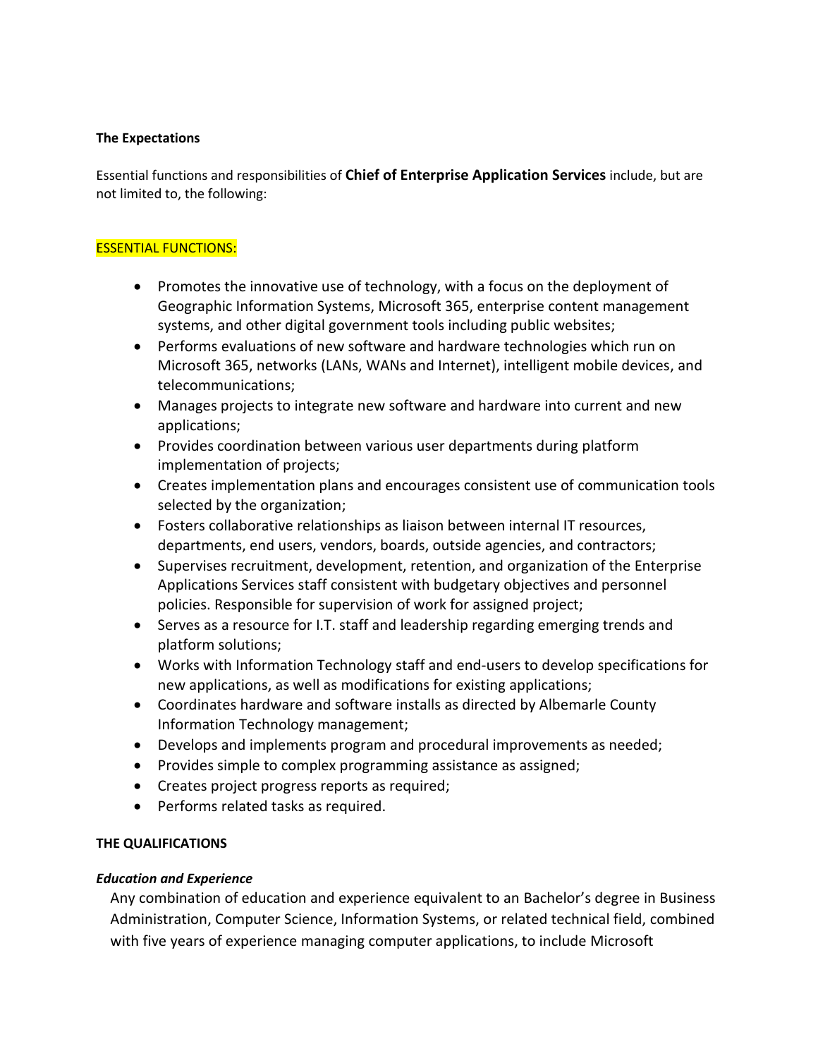**The Expectations**

Essential functions and responsibilities of **Chief of Enterprise Application Services** include, but are not limited to, the following:

ESSENTIAL FUNCTIONS:

- Promotes the innovative use of technology, with a focus on the deployment of Geographic Information Systems, Microsoft 365, enterprise content management systems, and other digital government tools including public websites;
- Performs evaluations of new software and hardware technologies which run on Microsoft 365, networks (LANs, WANs and Internet), intelligent mobile devices, and telecommunications;
- Manages projects to integrate new software and hardware into current and new applications;
- Provides coordination between various user departments during platform implementation of projects;
- Creates implementation plans and encourages consistent use of communication tools selected by the organization;
- Fosters collaborative relationships as liaison between internal IT resources, departments, end users, vendors, boards, outside agencies, and contractors;
- Supervises recruitment, development, retention, and organization of the Enterprise Applications Services staff consistent with budgetary objectives and personnel policies. Responsible for supervision of work for assigned project;
- Serves as a resource for I.T. staff and leadership regarding emerging trends and platform solutions;
- Works with Information Technology staff and end-users to develop specifications for new applications, as well as modifications for existing applications;
- Coordinates hardware and software installs as directed by Albemarle County Information Technology management;
- Develops and implements program and procedural improvements as needed;
- Provides simple to complex programming assistance as assigned;
- Creates project progress reports as required;
- Performs related tasks as required.

**THE QUALIFICATIONS**

***Education and Experience***

Any combination of education and experience equivalent to an Bachelor's degree in Business Administration, Computer Science, Information Systems, or related technical field, combined with five years of experience managing computer applications, to include Microsoft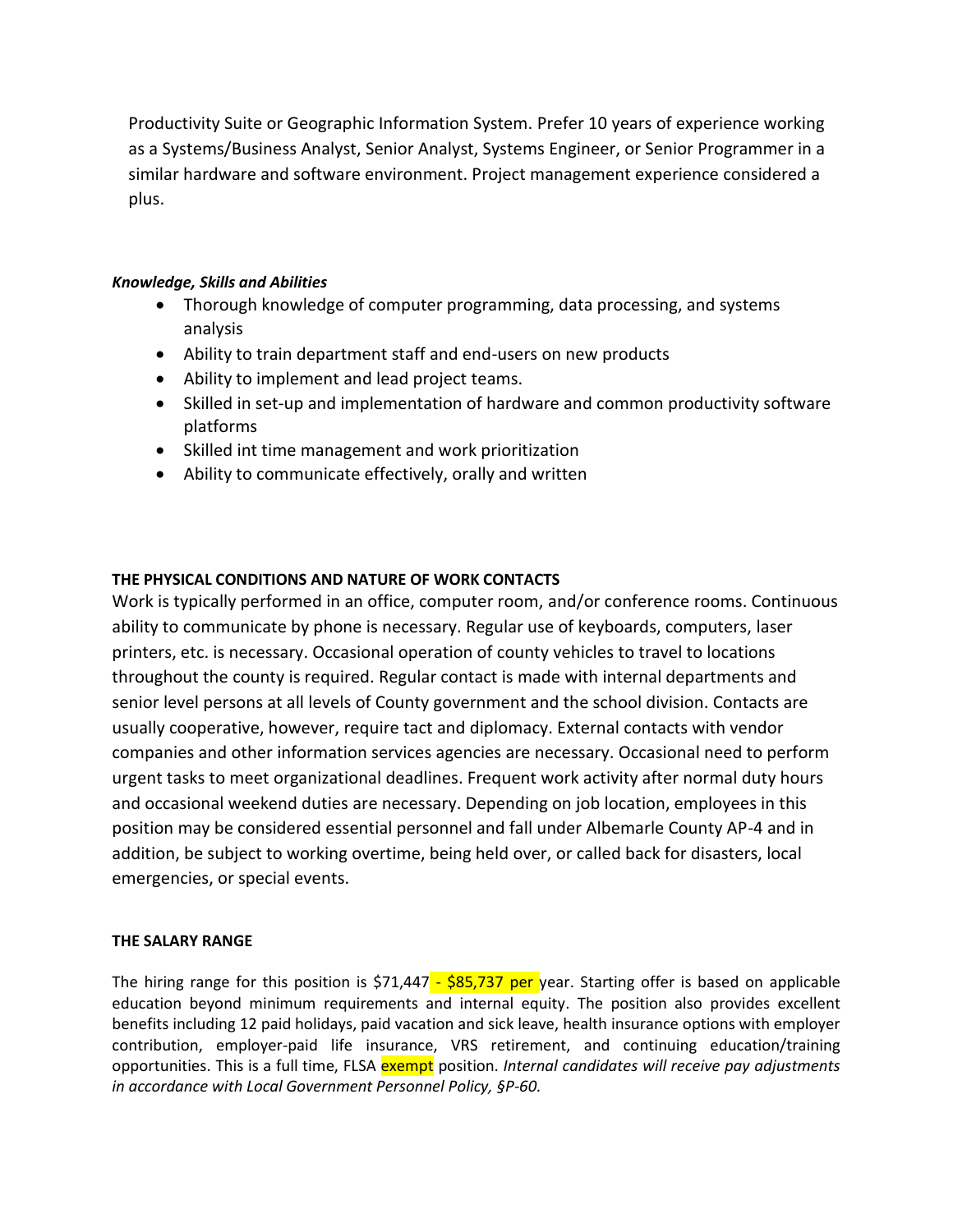Productivity Suite or Geographic Information System. Prefer 10 years of experience working as a Systems/Business Analyst, Senior Analyst, Systems Engineer, or Senior Programmer in a similar hardware and software environment. Project management experience considered a plus.

***Knowledge, Skills and Abilities***

- Thorough knowledge of computer programming, data processing, and systems analysis
- Ability to train department staff and end-users on new products
- Ability to implement and lead project teams.
- Skilled in set-up and implementation of hardware and common productivity software platforms
- Skilled int time management and work prioritization
- Ability to communicate effectively, orally and written

**THE PHYSICAL CONDITIONS AND NATURE OF WORK CONTACTS**

Work is typically performed in an office, computer room, and/or conference rooms. Continuous ability to communicate by phone is necessary. Regular use of keyboards, computers, laser printers, etc. is necessary. Occasional operation of county vehicles to travel to locations throughout the county is required. Regular contact is made with internal departments and senior level persons at all levels of County government and the school division. Contacts are usually cooperative, however, require tact and diplomacy. External contacts with vendor companies and other information services agencies are necessary. Occasional need to perform urgent tasks to meet organizational deadlines. Frequent work activity after normal duty hours and occasional weekend duties are necessary. Depending on job location, employees in this position may be considered essential personnel and fall under Albemarle County AP-4 and in addition, be subject to working overtime, being held over, or called back for disasters, local emergencies, or special events.

**THE SALARY RANGE**

The hiring range for this position is $71,447 - $85,737 per year. Starting offer is based on applicable education beyond minimum requirements and internal equity. The position also provides excellent benefits including 12 paid holidays, paid vacation and sick leave, health insurance options with employer contribution, employer-paid life insurance, VRS retirement, and continuing education/training opportunities. This is a full time, FLSA exempt position. *Internal candidates will receive pay adjustments in accordance with Local Government Personnel Policy, §P-60.*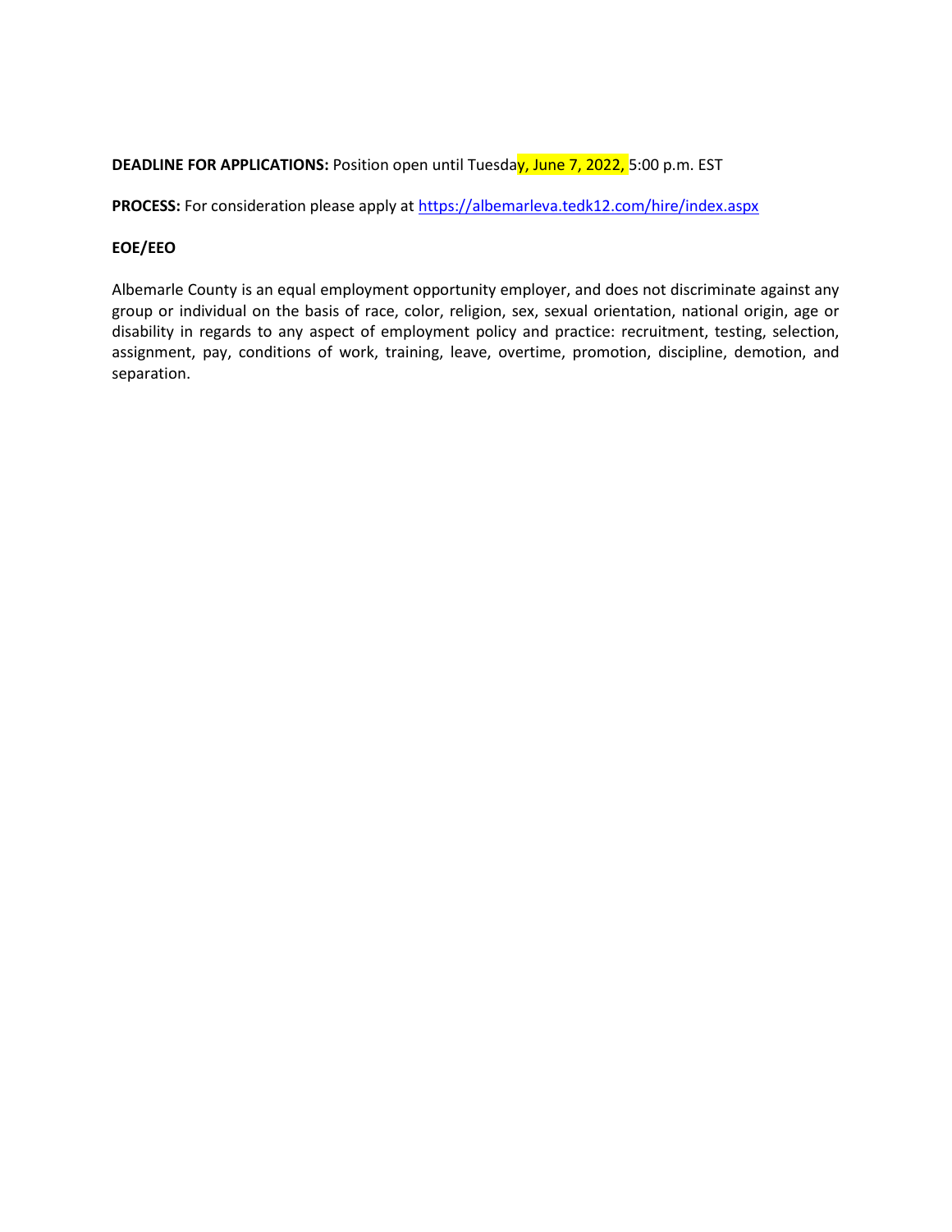**DEADLINE FOR APPLICATIONS:** Position open until Tuesday, June 7, 2022, 5:00 p.m. EST

**PROCESS:** For consideration please apply at https://albemarleva.tedk12.com/hire/index.aspx

**EOE/EEO**

Albemarle County is an equal employment opportunity employer, and does not discriminate against any group or individual on the basis of race, color, religion, sex, sexual orientation, national origin, age or disability in regards to any aspect of employment policy and practice: recruitment, testing, selection, assignment, pay, conditions of work, training, leave, overtime, promotion, discipline, demotion, and separation.